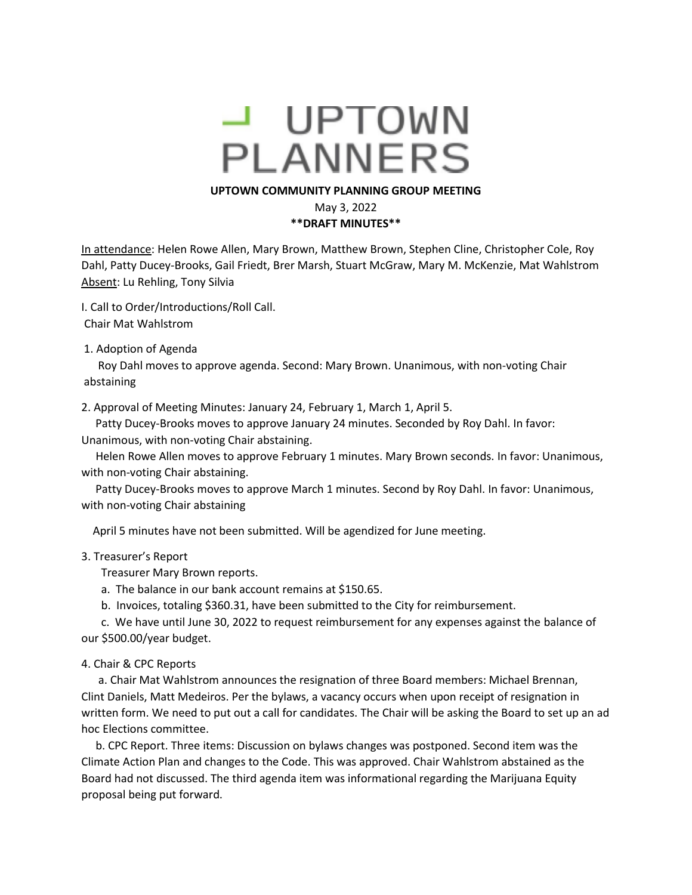# UPTOWN PLANNERS

**UPTOWN COMMUNITY PLANNING GROUP MEETING**

May 3, 2022

****DRAFT MINUTES****

<u>In attendance</u>: Helen Rowe Allen, Mary Brown, Matthew Brown, Stephen Cline, Christopher Cole, Roy Dahl, Patty Ducey-Brooks, Gail Friedt, Brer Marsh, Stuart McGraw, Mary M. McKenzie, Mat Wahlstrom
<u>Absent</u>: Lu Rehling, Tony Silvia

I. Call to Order/Introductions/Roll Call.
Chair Mat Wahlstrom

1. Adoption of Agenda

Roy Dahl moves to approve agenda. Second: Mary Brown. Unanimous, with non-voting Chair abstaining

2. Approval of Meeting Minutes: January 24, February 1, March 1, April 5.

Patty Ducey-Brooks moves to approve January 24 minutes. Seconded by Roy Dahl. In favor: Unanimous, with non-voting Chair abstaining.

Helen Rowe Allen moves to approve February 1 minutes. Mary Brown seconds. In favor: Unanimous, with non-voting Chair abstaining.

Patty Ducey-Brooks moves to approve March 1 minutes. Second by Roy Dahl. In favor: Unanimous, with non-voting Chair abstaining

April 5 minutes have not been submitted. Will be agendized for June meeting.

3. Treasurer's Report

Treasurer Mary Brown reports.

a. The balance in our bank account remains at $150.65.

b. Invoices, totaling $360.31, have been submitted to the City for reimbursement.

c. We have until June 30, 2022 to request reimbursement for any expenses against the balance of our $500.00/year budget.

4. Chair & CPC Reports

a. Chair Mat Wahlstrom announces the resignation of three Board members: Michael Brennan, Clint Daniels, Matt Medeiros. Per the bylaws, a vacancy occurs when upon receipt of resignation in written form. We need to put out a call for candidates. The Chair will be asking the Board to set up an ad hoc Elections committee.

b. CPC Report. Three items: Discussion on bylaws changes was postponed. Second item was the Climate Action Plan and changes to the Code. This was approved. Chair Wahlstrom abstained as the Board had not discussed. The third agenda item was informational regarding the Marijuana Equity proposal being put forward.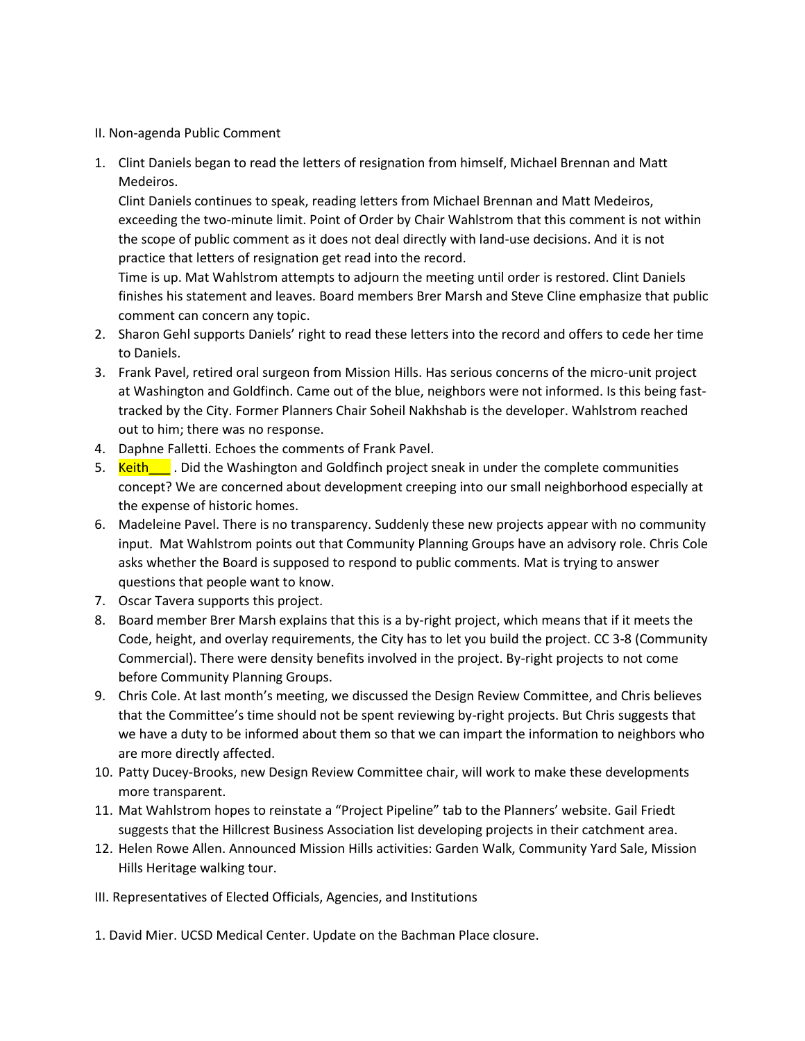II. Non-agenda Public Comment

1. Clint Daniels began to read the letters of resignation from himself, Michael Brennan and Matt Medeiros.
   Clint Daniels continues to speak, reading letters from Michael Brennan and Matt Medeiros, exceeding the two-minute limit. Point of Order by Chair Wahlstrom that this comment is not within the scope of public comment as it does not deal directly with land-use decisions. And it is not practice that letters of resignation get read into the record.
   Time is up. Mat Wahlstrom attempts to adjourn the meeting until order is restored. Clint Daniels finishes his statement and leaves. Board members Brer Marsh and Steve Cline emphasize that public comment can concern any topic.
2. Sharon Gehl supports Daniels' right to read these letters into the record and offers to cede her time to Daniels.
3. Frank Pavel, retired oral surgeon from Mission Hills. Has serious concerns of the micro-unit project at Washington and Goldfinch. Came out of the blue, neighbors were not informed. Is this being fast-tracked by the City. Former Planners Chair Soheil Nakhshab is the developer. Wahlstrom reached out to him; there was no response.
4. Daphne Falletti. Echoes the comments of Frank Pavel.
5. Keith___ . Did the Washington and Goldfinch project sneak in under the complete communities concept? We are concerned about development creeping into our small neighborhood especially at the expense of historic homes.
6. Madeleine Pavel. There is no transparency. Suddenly these new projects appear with no community input. Mat Wahlstrom points out that Community Planning Groups have an advisory role. Chris Cole asks whether the Board is supposed to respond to public comments. Mat is trying to answer questions that people want to know.
7. Oscar Tavera supports this project.
8. Board member Brer Marsh explains that this is a by-right project, which means that if it meets the Code, height, and overlay requirements, the City has to let you build the project. CC 3-8 (Community Commercial). There were density benefits involved in the project. By-right projects to not come before Community Planning Groups.
9. Chris Cole. At last month's meeting, we discussed the Design Review Committee, and Chris believes that the Committee's time should not be spent reviewing by-right projects. But Chris suggests that we have a duty to be informed about them so that we can impart the information to neighbors who are more directly affected.
10. Patty Ducey-Brooks, new Design Review Committee chair, will work to make these developments more transparent.
11. Mat Wahlstrom hopes to reinstate a "Project Pipeline" tab to the Planners' website. Gail Friedt suggests that the Hillcrest Business Association list developing projects in their catchment area.
12. Helen Rowe Allen. Announced Mission Hills activities: Garden Walk, Community Yard Sale, Mission Hills Heritage walking tour.

III. Representatives of Elected Officials, Agencies, and Institutions

1. David Mier. UCSD Medical Center. Update on the Bachman Place closure.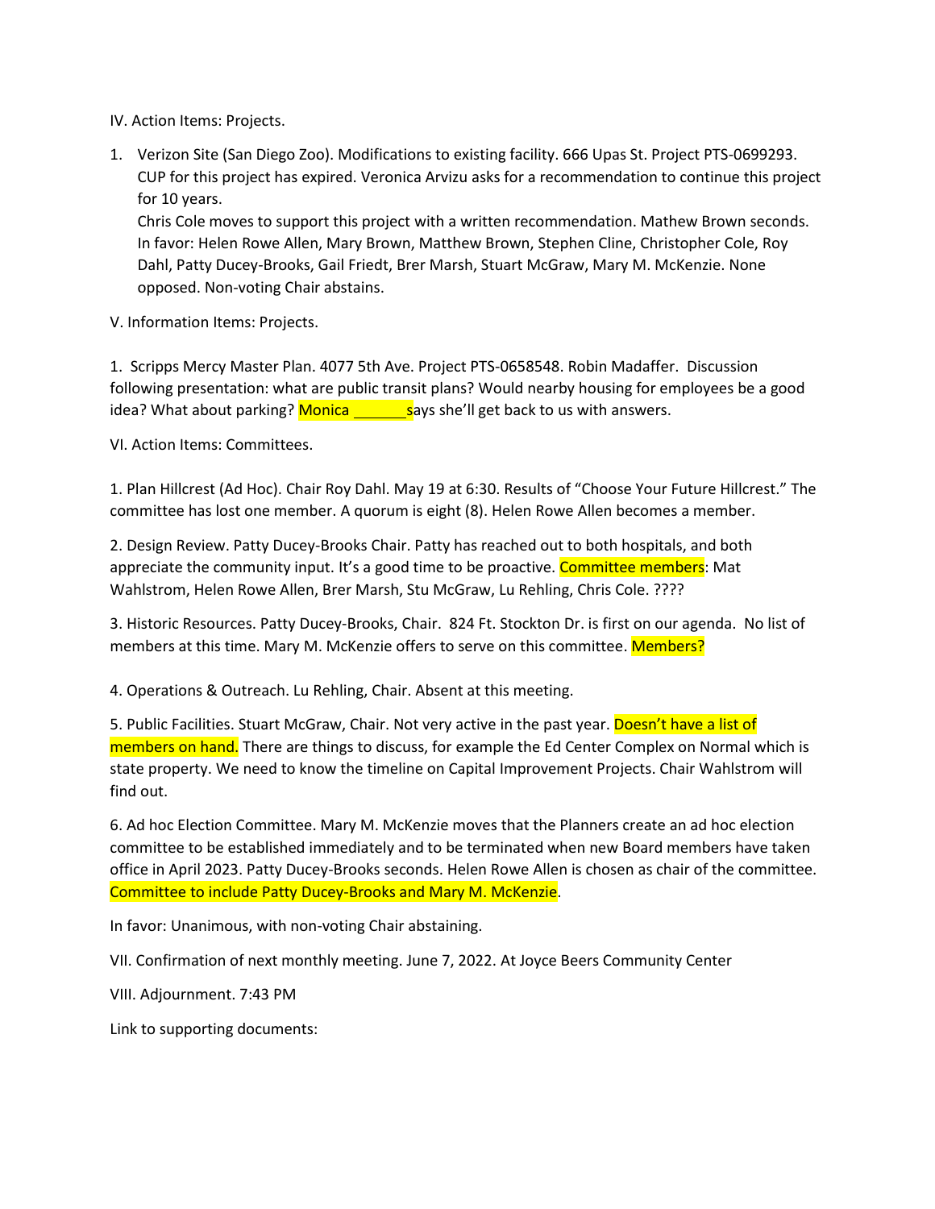IV. Action Items: Projects.

1. Verizon Site (San Diego Zoo). Modifications to existing facility. 666 Upas St. Project PTS-0699293. CUP for this project has expired. Veronica Arvizu asks for a recommendation to continue this project for 10 years.
   Chris Cole moves to support this project with a written recommendation. Mathew Brown seconds. In favor: Helen Rowe Allen, Mary Brown, Matthew Brown, Stephen Cline, Christopher Cole, Roy Dahl, Patty Ducey-Brooks, Gail Friedt, Brer Marsh, Stuart McGraw, Mary M. McKenzie. None opposed. Non-voting Chair abstains.

V. Information Items: Projects.

1. Scripps Mercy Master Plan. 4077 5th Ave. Project PTS-0658548. Robin Madaffer. Discussion following presentation: what are public transit plans? Would nearby housing for employees be a good idea? What about parking? Monica _______says she'll get back to us with answers.

VI. Action Items: Committees.

1. Plan Hillcrest (Ad Hoc). Chair Roy Dahl. May 19 at 6:30. Results of "Choose Your Future Hillcrest." The committee has lost one member. A quorum is eight (8). Helen Rowe Allen becomes a member.

2. Design Review. Patty Ducey-Brooks Chair. Patty has reached out to both hospitals, and both appreciate the community input. It's a good time to be proactive. Committee members: Mat Wahlstrom, Helen Rowe Allen, Brer Marsh, Stu McGraw, Lu Rehling, Chris Cole. ????

3. Historic Resources. Patty Ducey-Brooks, Chair. 824 Ft. Stockton Dr. is first on our agenda. No list of members at this time. Mary M. McKenzie offers to serve on this committee. Members?

4. Operations & Outreach. Lu Rehling, Chair. Absent at this meeting.

5. Public Facilities. Stuart McGraw, Chair. Not very active in the past year. Doesn't have a list of members on hand. There are things to discuss, for example the Ed Center Complex on Normal which is state property. We need to know the timeline on Capital Improvement Projects. Chair Wahlstrom will find out.

6. Ad hoc Election Committee. Mary M. McKenzie moves that the Planners create an ad hoc election committee to be established immediately and to be terminated when new Board members have taken office in April 2023. Patty Ducey-Brooks seconds. Helen Rowe Allen is chosen as chair of the committee. Committee to include Patty Ducey-Brooks and Mary M. McKenzie.

In favor: Unanimous, with non-voting Chair abstaining.

VII. Confirmation of next monthly meeting. June 7, 2022. At Joyce Beers Community Center

VIII. Adjournment. 7:43 PM

Link to supporting documents: